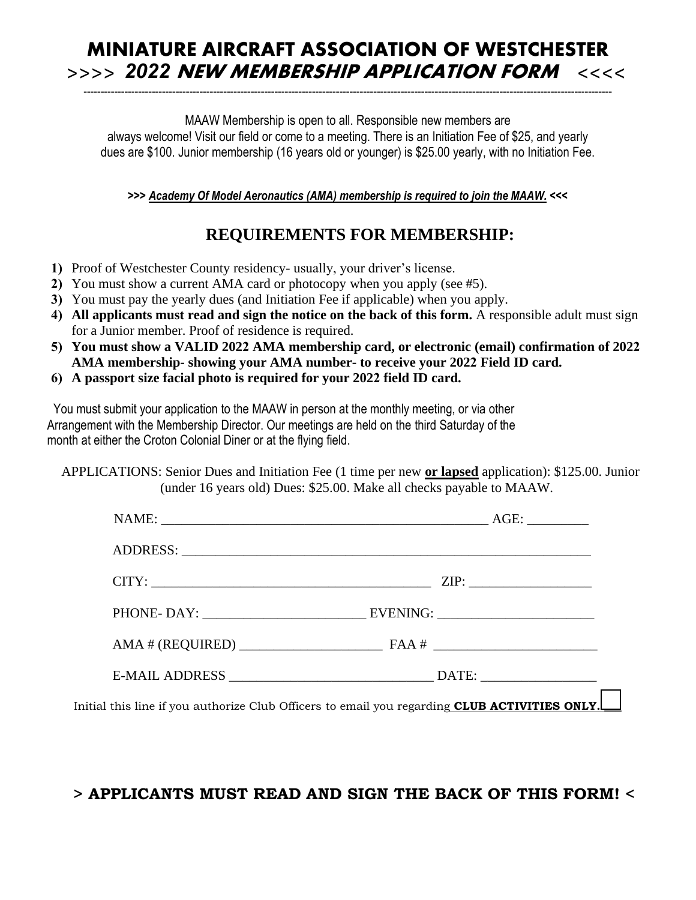# MINIATURE AIRCRAFT ASSOCIATION OF WESTCHESTER

## >>>> *2022 NEW MEMBERSHIP APPLICATION FORM* <<<<

---

MAAW Membership is open to all. Responsible new members are always welcome! Visit our field or come to a meeting. There is an Initiation Fee of $25, and yearly dues are $100. Junior membership (16 years old or younger) is $25.00 yearly, with no Initiation Fee.

***>>> Academy Of Model Aeronautics (AMA) membership is required to join the MAAW. <<<***

## REQUIREMENTS FOR MEMBERSHIP:

1) Proof of Westchester County residency- usually, your driver's license.
2) You must show a current AMA card or photocopy when you apply (see #5).
3) You must pay the yearly dues (and Initiation Fee if applicable) when you apply.
4) **All applicants must read and sign the notice on the back of this form.** A responsible adult must sign for a Junior member. Proof of residence is required.
5) **You must show a VALID 2022 AMA membership card, or electronic (email) confirmation of 2022 AMA membership- showing your AMA number- to receive your 2022 Field ID card.**
6) **A passport size facial photo is required for your 2022 field ID card.**

You must submit your application to the MAAW in person at the monthly meeting, or via other Arrangement with the Membership Director. Our meetings are held on the third Saturday of the month at either the Croton Colonial Diner or at the flying field.

APPLICATIONS: Senior Dues and Initiation Fee (1 time per new **or lapsed** application): $125.00. Junior (under 16 years old) Dues: $25.00. Make all checks payable to MAAW.

NAME: ______________________________ AGE: _________

ADDRESS: ______________________________

CITY: ______________________________ ZIP: __________________

PHONE- DAY: ________________________ EVENING: _______________________

AMA # (REQUIRED) _____________________ FAA # ________________________

E-MAIL ADDRESS ______________________________ DATE: _________________

Initial this line if you authorize Club Officers to email you regarding **CLUB ACTIVITIES ONLY.** ☐

**> APPLICANTS MUST READ AND SIGN THE BACK OF THIS FORM! <**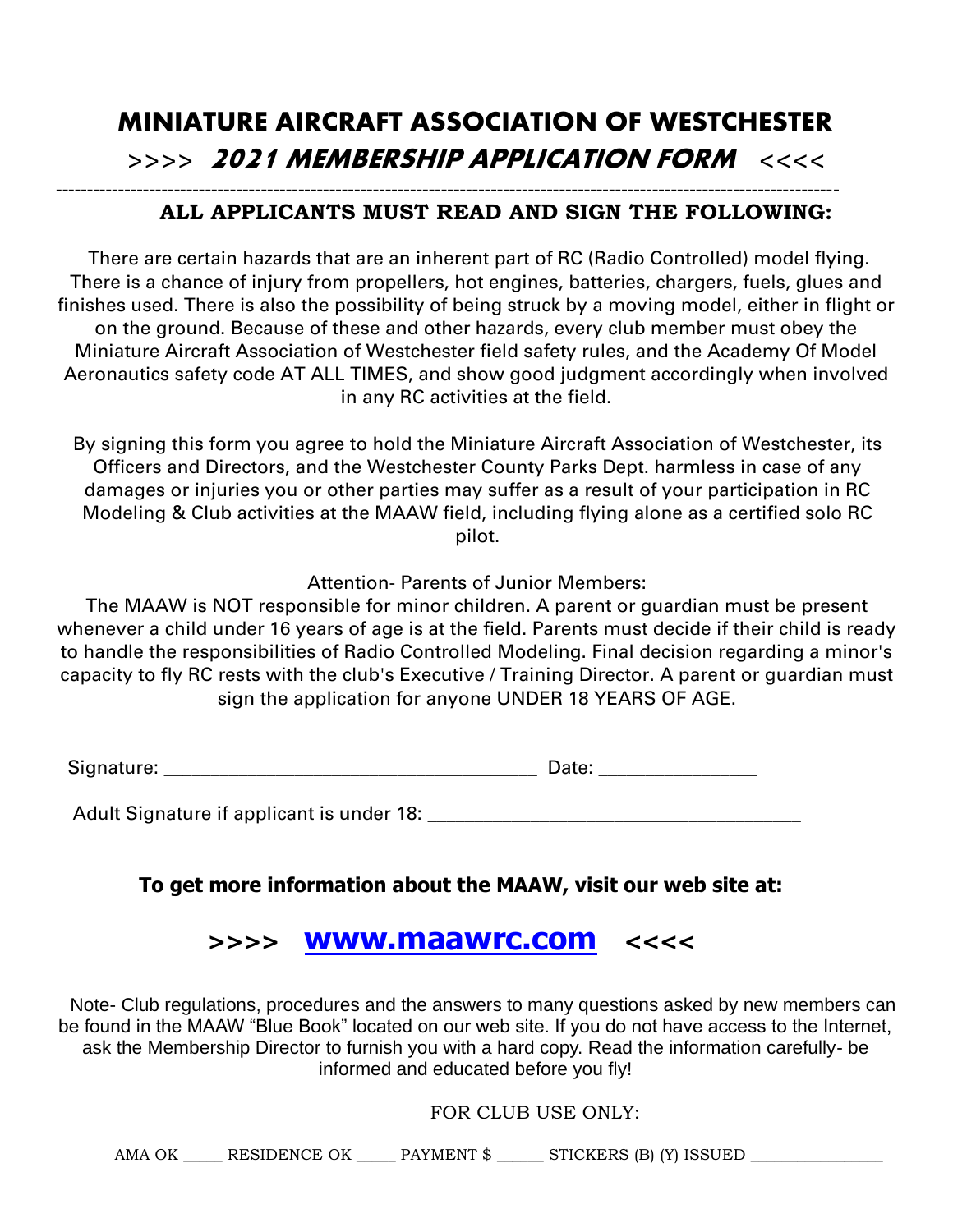# MINIATURE AIRCRAFT ASSOCIATION OF WESTCHESTER

## >>>> *2021 MEMBERSHIP APPLICATION FORM* <<<<

---

### ALL APPLICANTS MUST READ AND SIGN THE FOLLOWING:

There are certain hazards that are an inherent part of RC (Radio Controlled) model flying. There is a chance of injury from propellers, hot engines, batteries, chargers, fuels, glues and finishes used. There is also the possibility of being struck by a moving model, either in flight or on the ground. Because of these and other hazards, every club member must obey the Miniature Aircraft Association of Westchester field safety rules, and the Academy Of Model Aeronautics safety code AT ALL TIMES, and show good judgment accordingly when involved in any RC activities at the field.

By signing this form you agree to hold the Miniature Aircraft Association of Westchester, its Officers and Directors, and the Westchester County Parks Dept. harmless in case of any damages or injuries you or other parties may suffer as a result of your participation in RC Modeling & Club activities at the MAAW field, including flying alone as a certified solo RC pilot.

Attention- Parents of Junior Members:
The MAAW is NOT responsible for minor children. A parent or guardian must be present whenever a child under 16 years of age is at the field. Parents must decide if their child is ready to handle the responsibilities of Radio Controlled Modeling. Final decision regarding a minor's capacity to fly RC rests with the club's Executive / Training Director. A parent or guardian must sign the application for anyone UNDER 18 YEARS OF AGE.

Signature: ______________________________________ Date: ________________

Adult Signature if applicant is under 18: ______________________________________

**To get more information about the MAAW, visit our web site at:**

**>>>> www.maawrc.com <<<<**

Note- Club regulations, procedures and the answers to many questions asked by new members can be found in the MAAW "Blue Book" located on our web site. If you do not have access to the Internet, ask the Membership Director to furnish you with a hard copy. Read the information carefully- be informed and educated before you fly!

FOR CLUB USE ONLY:

AMA OK _____ RESIDENCE OK _____ PAYMENT $ ______ STICKERS (B) (Y) ISSUED ________________